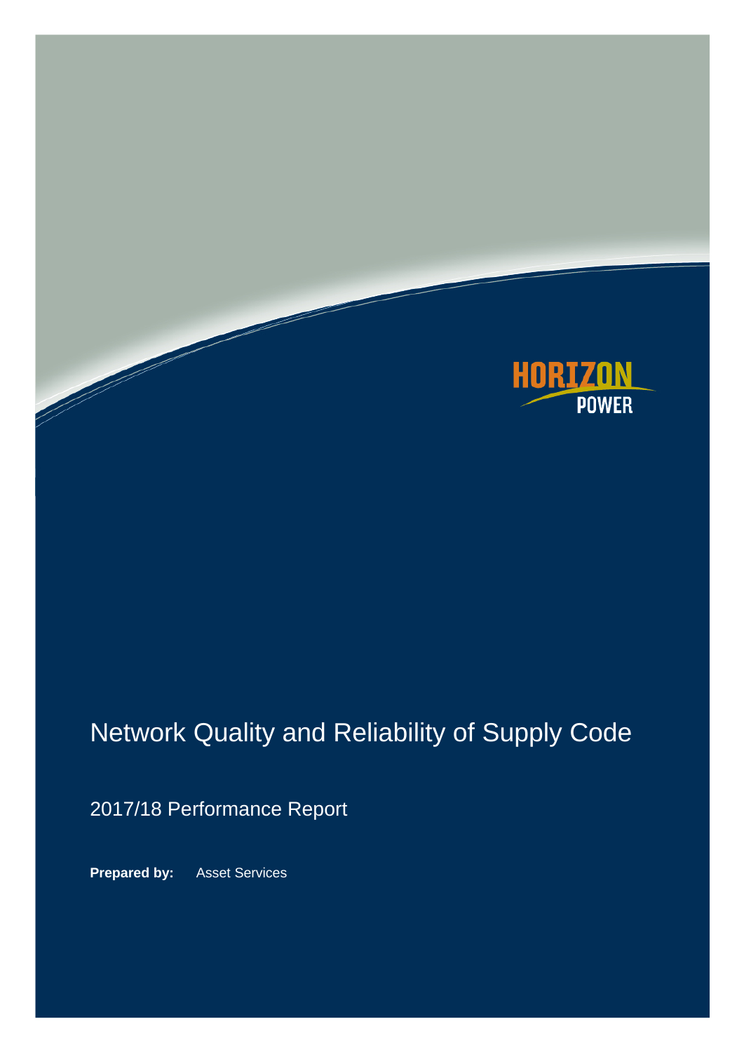HORIZON POWER

# Network Quality and Reliability of Supply Code

## 2017/18 Performance Report

**Prepared by:** Asset Services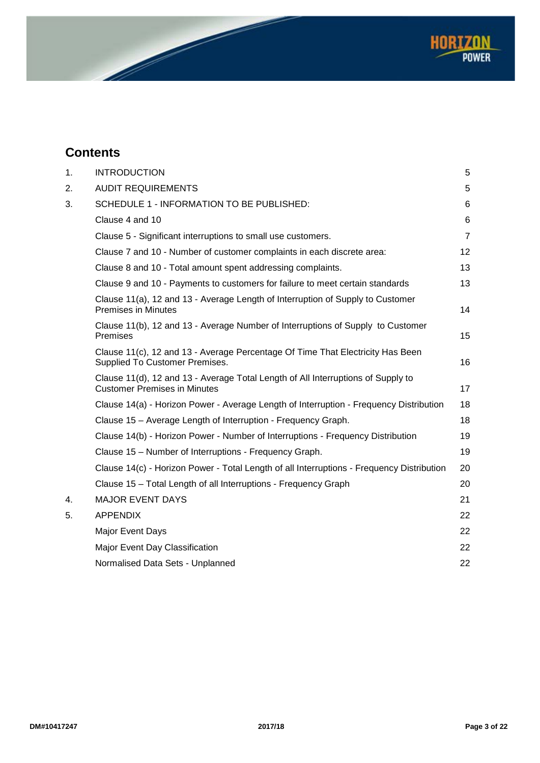## Contents

| | | |
|---|---|---|
| 1. | INTRODUCTION | 5 |
| 2. | AUDIT REQUIREMENTS | 5 |
| 3. | SCHEDULE 1 - INFORMATION TO BE PUBLISHED: | 6 |
| | Clause 4 and 10 | 6 |
| | Clause 5 - Significant interruptions to small use customers. | 7 |
| | Clause 7 and 10 - Number of customer complaints in each discrete area: | 12 |
| | Clause 8 and 10 - Total amount spent addressing complaints. | 13 |
| | Clause 9 and 10 - Payments to customers for failure to meet certain standards | 13 |
| | Clause 11(a), 12 and 13 - Average Length of Interruption of Supply to Customer Premises in Minutes | 14 |
| | Clause 11(b), 12 and 13 - Average Number of Interruptions of Supply to Customer Premises | 15 |
| | Clause 11(c), 12 and 13 - Average Percentage Of Time That Electricity Has Been Supplied To Customer Premises. | 16 |
| | Clause 11(d), 12 and 13 - Average Total Length of All Interruptions of Supply to Customer Premises in Minutes | 17 |
| | Clause 14(a) - Horizon Power - Average Length of Interruption - Frequency Distribution | 18 |
| | Clause 15 – Average Length of Interruption - Frequency Graph. | 18 |
| | Clause 14(b) - Horizon Power - Number of Interruptions - Frequency Distribution | 19 |
| | Clause 15 – Number of Interruptions - Frequency Graph. | 19 |
| | Clause 14(c) - Horizon Power - Total Length of all Interruptions - Frequency Distribution | 20 |
| | Clause 15 – Total Length of all Interruptions - Frequency Graph | 20 |
| 4. | MAJOR EVENT DAYS | 21 |
| 5. | APPENDIX | 22 |
| | Major Event Days | 22 |
| | Major Event Day Classification | 22 |
| | Normalised Data Sets - Unplanned | 22 |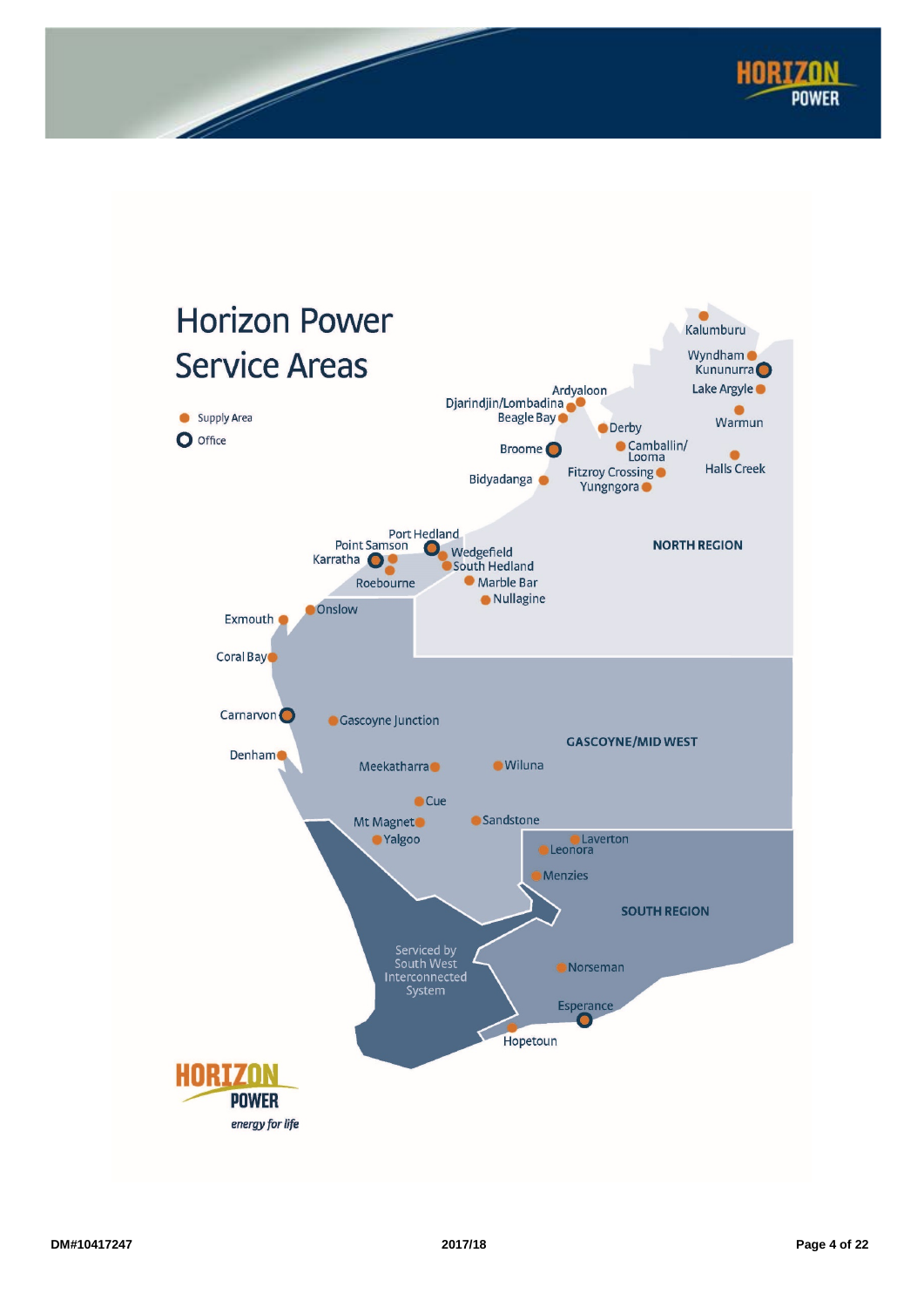# Horizon Power Service Areas

- Supply Area
- Office

NORTH REGION

Kalumburu
Wyndham
Kununurra
Lake Argyle
Warmun
Halls Creek
Ardyaloon
Djarindjin/Lombadina
Beagle Bay
Derby
Broome
Camballin/Looma
Bidyadanga
Fitzroy Crossing
Yungngora
Port Hedland
Point Samson
Karratha
Roebourne
Wedgefield
South Hedland
Marble Bar
Nullagine

GASCOYNE/MID WEST

Onslow
Exmouth
Coral Bay
Carnarvon
Gascoyne Junction
Denham
Meekatharra
Wiluna
Cue
Mt Magnet
Sandstone
Yalgoo

SOUTH REGION

Laverton
Leonora
Menzies
Norseman
Esperance
Hopetoun

Serviced by South West Interconnected System

HORIZON POWER

*energy for life*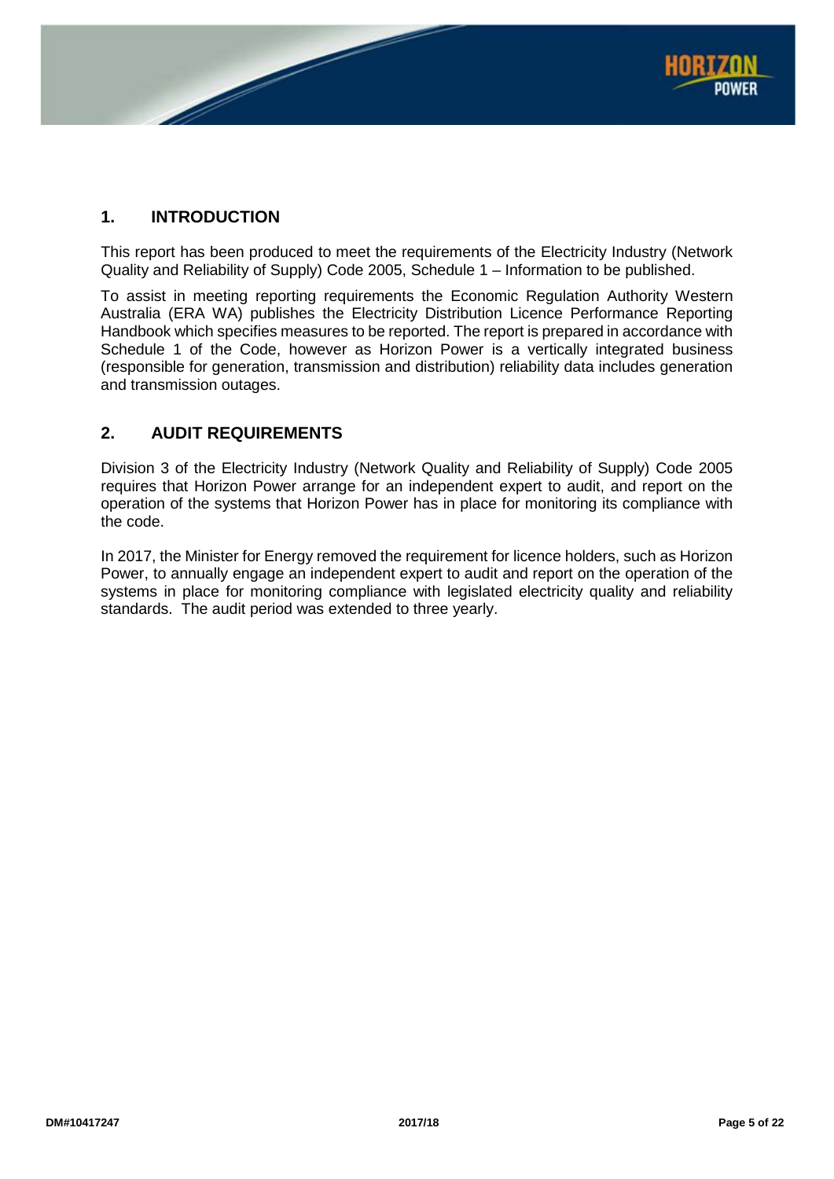## 1. INTRODUCTION

This report has been produced to meet the requirements of the Electricity Industry (Network Quality and Reliability of Supply) Code 2005, Schedule 1 – Information to be published.

To assist in meeting reporting requirements the Economic Regulation Authority Western Australia (ERA WA) publishes the Electricity Distribution Licence Performance Reporting Handbook which specifies measures to be reported. The report is prepared in accordance with Schedule 1 of the Code, however as Horizon Power is a vertically integrated business (responsible for generation, transmission and distribution) reliability data includes generation and transmission outages.

## 2. AUDIT REQUIREMENTS

Division 3 of the Electricity Industry (Network Quality and Reliability of Supply) Code 2005 requires that Horizon Power arrange for an independent expert to audit, and report on the operation of the systems that Horizon Power has in place for monitoring its compliance with the code.

In 2017, the Minister for Energy removed the requirement for licence holders, such as Horizon Power, to annually engage an independent expert to audit and report on the operation of the systems in place for monitoring compliance with legislated electricity quality and reliability standards. The audit period was extended to three yearly.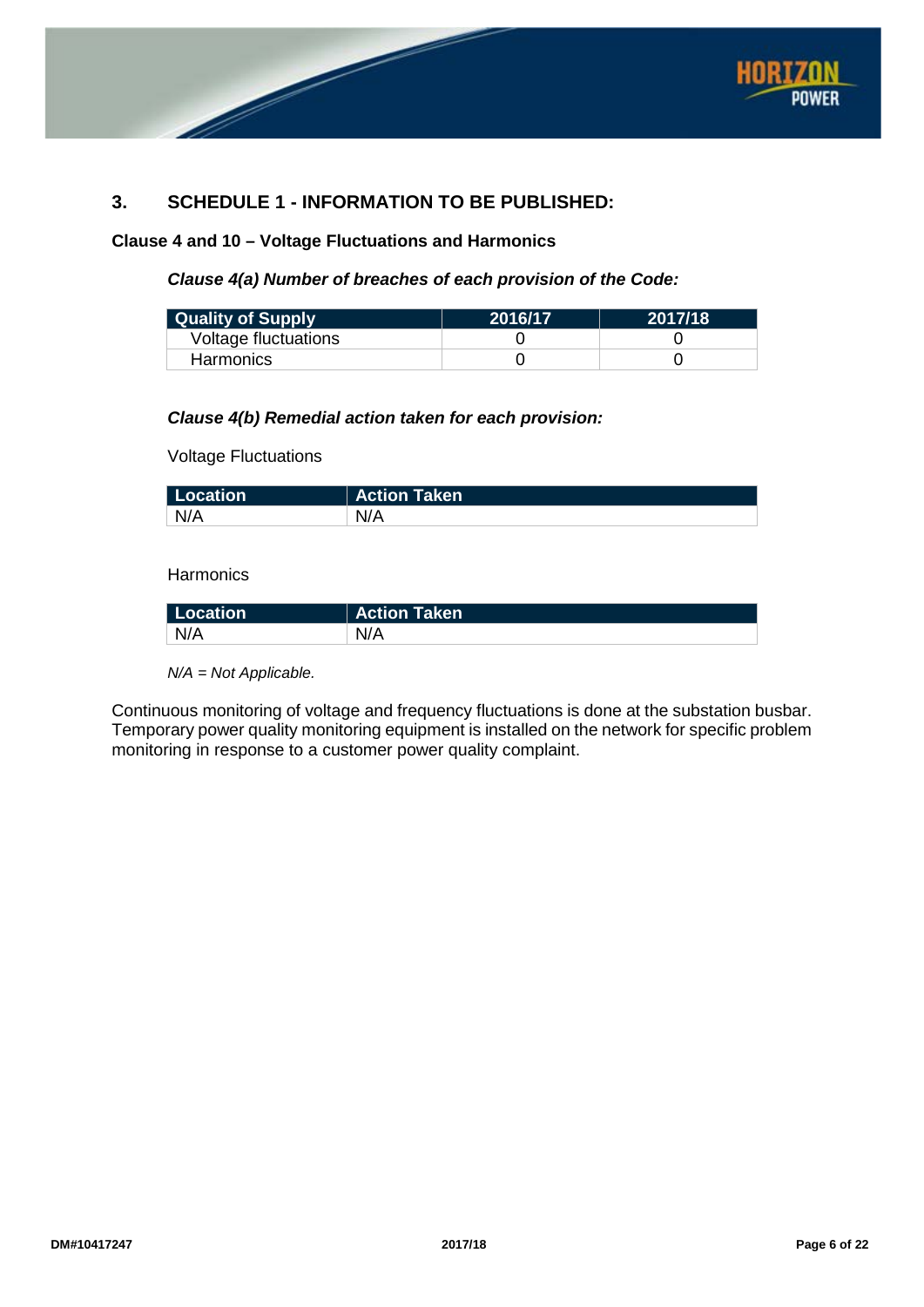## 3. SCHEDULE 1 - INFORMATION TO BE PUBLISHED:

**Clause 4 and 10 – Voltage Fluctuations and Harmonics**

***Clause 4(a) Number of breaches of each provision of the Code:***

| Quality of Supply | 2016/17 | 2017/18 |
|---|---|---|
| Voltage fluctuations | 0 | 0 |
| Harmonics | 0 | 0 |

***Clause 4(b) Remedial action taken for each provision:***

Voltage Fluctuations

| Location | Action Taken |
|---|---|
| N/A | N/A |

Harmonics

| Location | Action Taken |
|---|---|
| N/A | N/A |

*N/A = Not Applicable.*

Continuous monitoring of voltage and frequency fluctuations is done at the substation busbar. Temporary power quality monitoring equipment is installed on the network for specific problem monitoring in response to a customer power quality complaint.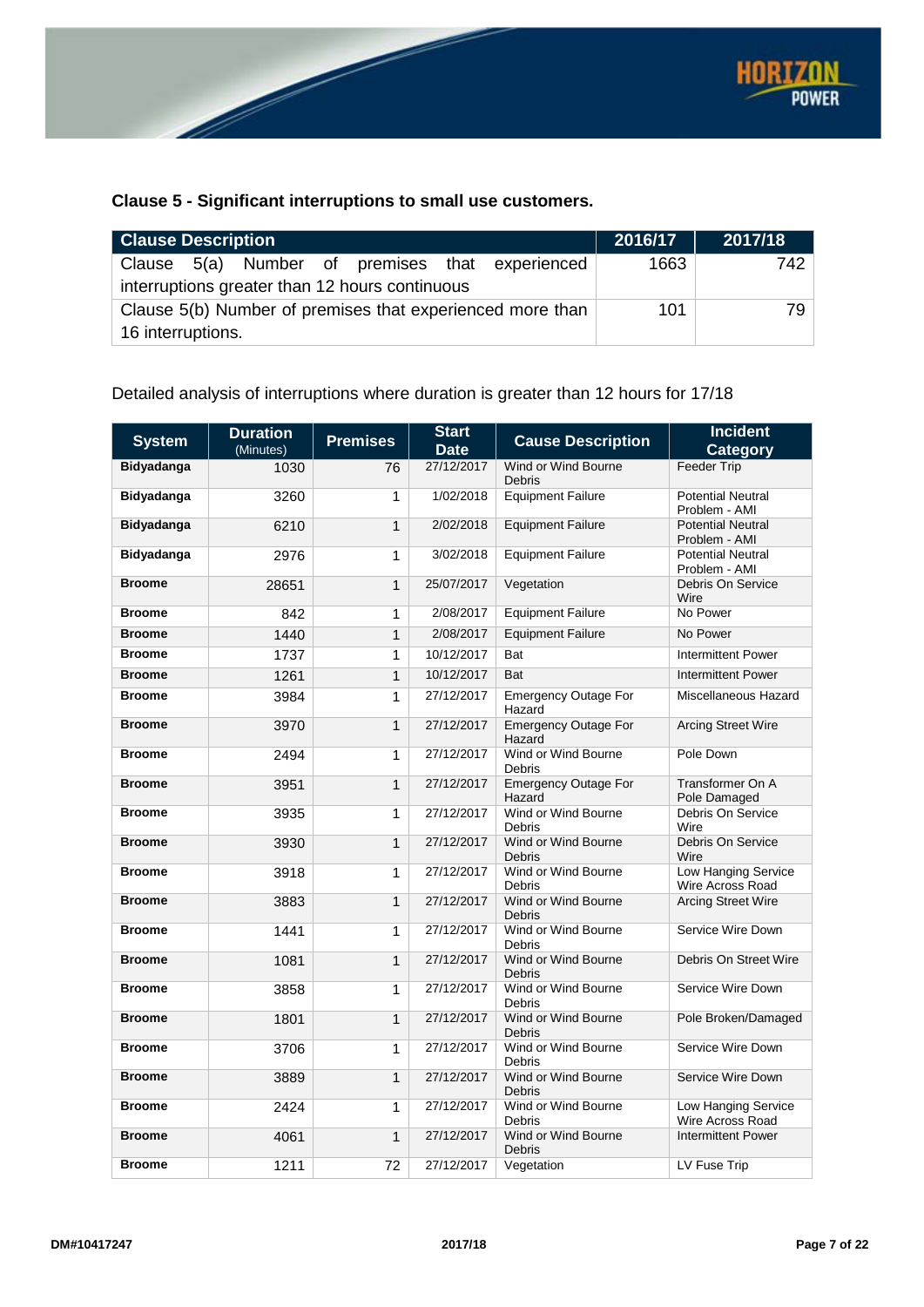### Clause 5 - Significant interruptions to small use customers.

| Clause Description | 2016/17 | 2017/18 |
|---|---|---|
| Clause 5(a) Number of premises that experienced interruptions greater than 12 hours continuous | 1663 | 742 |
| Clause 5(b) Number of premises that experienced more than 16 interruptions. | 101 | 79 |

Detailed analysis of interruptions where duration is greater than 12 hours for 17/18

| System | Duration (Minutes) | Premises | Start Date | Cause Description | Incident Category |
|---|---|---|---|---|---|
| **Bidyadanga** | 1030 | 76 | 27/12/2017 | Wind or Wind Bourne Debris | Feeder Trip |
| **Bidyadanga** | 3260 | 1 | 1/02/2018 | Equipment Failure | Potential Neutral Problem - AMI |
| **Bidyadanga** | 6210 | 1 | 2/02/2018 | Equipment Failure | Potential Neutral Problem - AMI |
| **Bidyadanga** | 2976 | 1 | 3/02/2018 | Equipment Failure | Potential Neutral Problem - AMI |
| **Broome** | 28651 | 1 | 25/07/2017 | Vegetation | Debris On Service Wire |
| **Broome** | 842 | 1 | 2/08/2017 | Equipment Failure | No Power |
| **Broome** | 1440 | 1 | 2/08/2017 | Equipment Failure | No Power |
| **Broome** | 1737 | 1 | 10/12/2017 | Bat | Intermittent Power |
| **Broome** | 1261 | 1 | 10/12/2017 | Bat | Intermittent Power |
| **Broome** | 3984 | 1 | 27/12/2017 | Emergency Outage For Hazard | Miscellaneous Hazard |
| **Broome** | 3970 | 1 | 27/12/2017 | Emergency Outage For Hazard | Arcing Street Wire |
| **Broome** | 2494 | 1 | 27/12/2017 | Wind or Wind Bourne Debris | Pole Down |
| **Broome** | 3951 | 1 | 27/12/2017 | Emergency Outage For Hazard | Transformer On A Pole Damaged |
| **Broome** | 3935 | 1 | 27/12/2017 | Wind or Wind Bourne Debris | Debris On Service Wire |
| **Broome** | 3930 | 1 | 27/12/2017 | Wind or Wind Bourne Debris | Debris On Service Wire |
| **Broome** | 3918 | 1 | 27/12/2017 | Wind or Wind Bourne Debris | Low Hanging Service Wire Across Road |
| **Broome** | 3883 | 1 | 27/12/2017 | Wind or Wind Bourne Debris | Arcing Street Wire |
| **Broome** | 1441 | 1 | 27/12/2017 | Wind or Wind Bourne Debris | Service Wire Down |
| **Broome** | 1081 | 1 | 27/12/2017 | Wind or Wind Bourne Debris | Debris On Street Wire |
| **Broome** | 3858 | 1 | 27/12/2017 | Wind or Wind Bourne Debris | Service Wire Down |
| **Broome** | 1801 | 1 | 27/12/2017 | Wind or Wind Bourne Debris | Pole Broken/Damaged |
| **Broome** | 3706 | 1 | 27/12/2017 | Wind or Wind Bourne Debris | Service Wire Down |
| **Broome** | 3889 | 1 | 27/12/2017 | Wind or Wind Bourne Debris | Service Wire Down |
| **Broome** | 2424 | 1 | 27/12/2017 | Wind or Wind Bourne Debris | Low Hanging Service Wire Across Road |
| **Broome** | 4061 | 1 | 27/12/2017 | Wind or Wind Bourne Debris | Intermittent Power |
| **Broome** | 1211 | 72 | 27/12/2017 | Vegetation | LV Fuse Trip |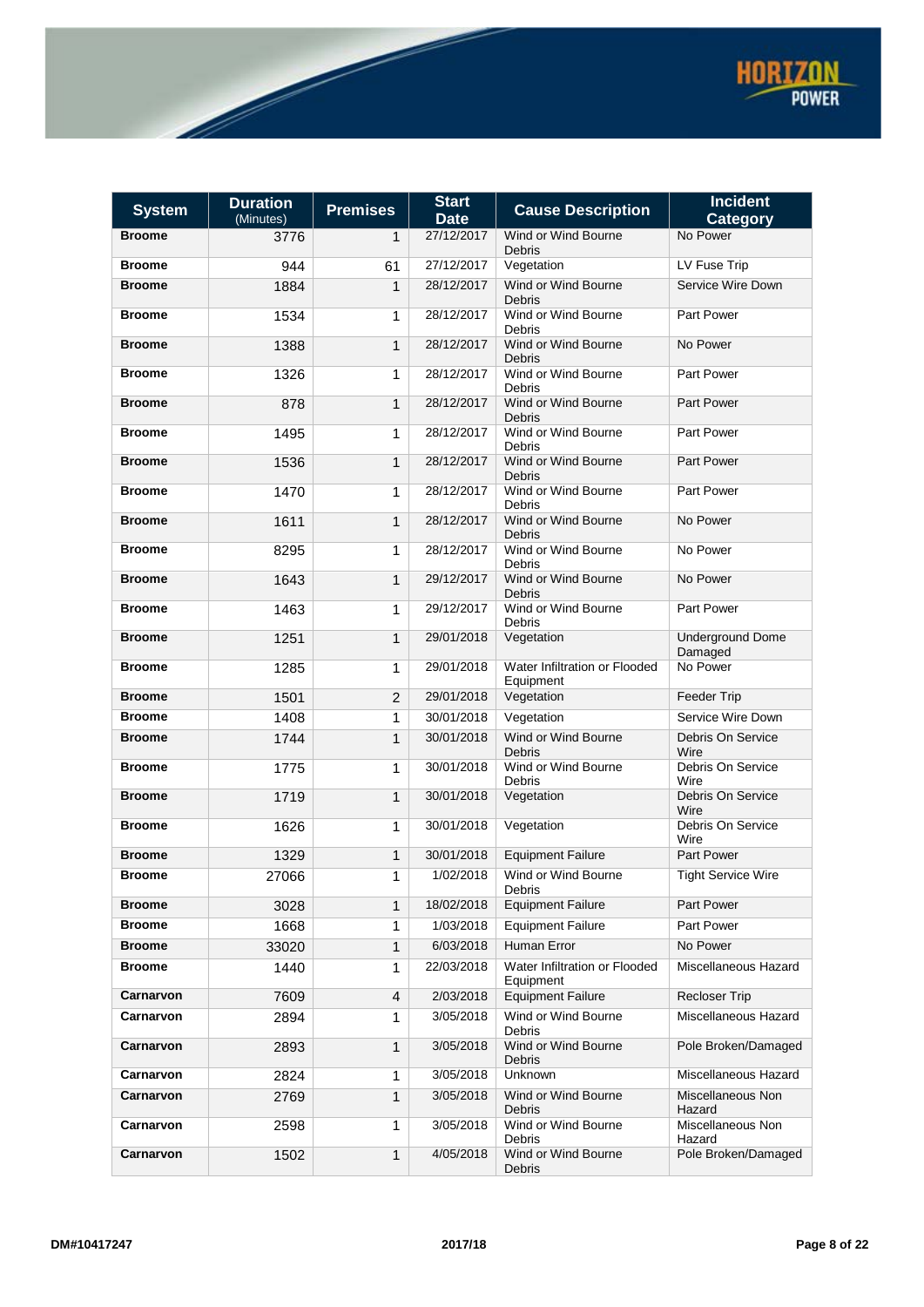| System | Duration (Minutes) | Premises | Start Date | Cause Description | Incident Category |
|---|---|---|---|---|---|
| **Broome** | 3776 | 1 | 27/12/2017 | Wind or Wind Bourne Debris | No Power |
| **Broome** | 944 | 61 | 27/12/2017 | Vegetation | LV Fuse Trip |
| **Broome** | 1884 | 1 | 28/12/2017 | Wind or Wind Bourne Debris | Service Wire Down |
| **Broome** | 1534 | 1 | 28/12/2017 | Wind or Wind Bourne Debris | Part Power |
| **Broome** | 1388 | 1 | 28/12/2017 | Wind or Wind Bourne Debris | No Power |
| **Broome** | 1326 | 1 | 28/12/2017 | Wind or Wind Bourne Debris | Part Power |
| **Broome** | 878 | 1 | 28/12/2017 | Wind or Wind Bourne Debris | Part Power |
| **Broome** | 1495 | 1 | 28/12/2017 | Wind or Wind Bourne Debris | Part Power |
| **Broome** | 1536 | 1 | 28/12/2017 | Wind or Wind Bourne Debris | Part Power |
| **Broome** | 1470 | 1 | 28/12/2017 | Wind or Wind Bourne Debris | Part Power |
| **Broome** | 1611 | 1 | 28/12/2017 | Wind or Wind Bourne Debris | No Power |
| **Broome** | 8295 | 1 | 28/12/2017 | Wind or Wind Bourne Debris | No Power |
| **Broome** | 1643 | 1 | 29/12/2017 | Wind or Wind Bourne Debris | No Power |
| **Broome** | 1463 | 1 | 29/12/2017 | Wind or Wind Bourne Debris | Part Power |
| **Broome** | 1251 | 1 | 29/01/2018 | Vegetation | Underground Dome Damaged |
| **Broome** | 1285 | 1 | 29/01/2018 | Water Infiltration or Flooded Equipment | No Power |
| **Broome** | 1501 | 2 | 29/01/2018 | Vegetation | Feeder Trip |
| **Broome** | 1408 | 1 | 30/01/2018 | Vegetation | Service Wire Down |
| **Broome** | 1744 | 1 | 30/01/2018 | Wind or Wind Bourne Debris | Debris On Service Wire |
| **Broome** | 1775 | 1 | 30/01/2018 | Wind or Wind Bourne Debris | Debris On Service Wire |
| **Broome** | 1719 | 1 | 30/01/2018 | Vegetation | Debris On Service Wire |
| **Broome** | 1626 | 1 | 30/01/2018 | Vegetation | Debris On Service Wire |
| **Broome** | 1329 | 1 | 30/01/2018 | Equipment Failure | Part Power |
| **Broome** | 27066 | 1 | 1/02/2018 | Wind or Wind Bourne Debris | Tight Service Wire |
| **Broome** | 3028 | 1 | 18/02/2018 | Equipment Failure | Part Power |
| **Broome** | 1668 | 1 | 1/03/2018 | Equipment Failure | Part Power |
| **Broome** | 33020 | 1 | 6/03/2018 | Human Error | No Power |
| **Broome** | 1440 | 1 | 22/03/2018 | Water Infiltration or Flooded Equipment | Miscellaneous Hazard |
| **Carnarvon** | 7609 | 4 | 2/03/2018 | Equipment Failure | Recloser Trip |
| **Carnarvon** | 2894 | 1 | 3/05/2018 | Wind or Wind Bourne Debris | Miscellaneous Hazard |
| **Carnarvon** | 2893 | 1 | 3/05/2018 | Wind or Wind Bourne Debris | Pole Broken/Damaged |
| **Carnarvon** | 2824 | 1 | 3/05/2018 | Unknown | Miscellaneous Hazard |
| **Carnarvon** | 2769 | 1 | 3/05/2018 | Wind or Wind Bourne Debris | Miscellaneous Non Hazard |
| **Carnarvon** | 2598 | 1 | 3/05/2018 | Wind or Wind Bourne Debris | Miscellaneous Non Hazard |
| **Carnarvon** | 1502 | 1 | 4/05/2018 | Wind or Wind Bourne Debris | Pole Broken/Damaged |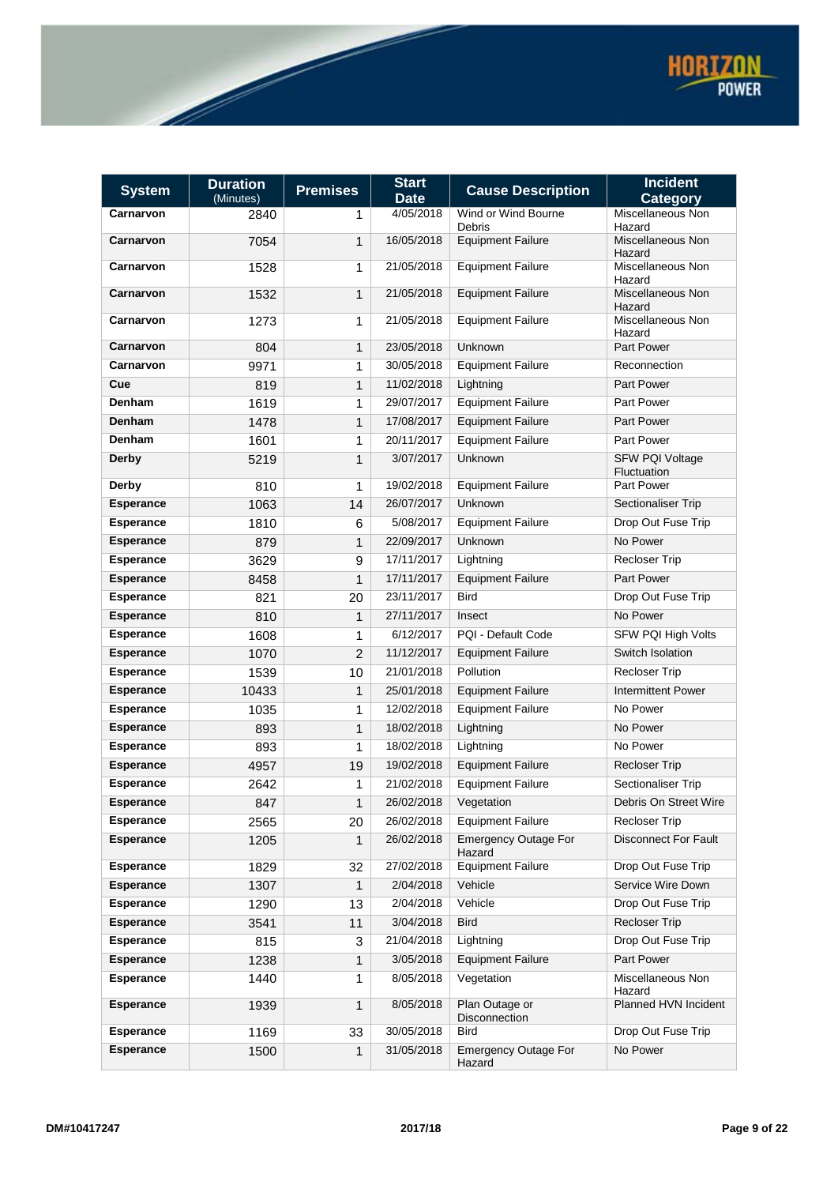| System | Duration (Minutes) | Premises | Start Date | Cause Description | Incident Category |
|---|---|---|---|---|---|
| **Carnarvon** | 2840 | 1 | 4/05/2018 | Wind or Wind Bourne Debris | Miscellaneous Non Hazard |
| **Carnarvon** | 7054 | 1 | 16/05/2018 | Equipment Failure | Miscellaneous Non Hazard |
| **Carnarvon** | 1528 | 1 | 21/05/2018 | Equipment Failure | Miscellaneous Non Hazard |
| **Carnarvon** | 1532 | 1 | 21/05/2018 | Equipment Failure | Miscellaneous Non Hazard |
| **Carnarvon** | 1273 | 1 | 21/05/2018 | Equipment Failure | Miscellaneous Non Hazard |
| **Carnarvon** | 804 | 1 | 23/05/2018 | Unknown | Part Power |
| **Carnarvon** | 9971 | 1 | 30/05/2018 | Equipment Failure | Reconnection |
| **Cue** | 819 | 1 | 11/02/2018 | Lightning | Part Power |
| **Denham** | 1619 | 1 | 29/07/2017 | Equipment Failure | Part Power |
| **Denham** | 1478 | 1 | 17/08/2017 | Equipment Failure | Part Power |
| **Denham** | 1601 | 1 | 20/11/2017 | Equipment Failure | Part Power |
| **Derby** | 5219 | 1 | 3/07/2017 | Unknown | SFW PQI Voltage Fluctuation |
| **Derby** | 810 | 1 | 19/02/2018 | Equipment Failure | Part Power |
| **Esperance** | 1063 | 14 | 26/07/2017 | Unknown | Sectionaliser Trip |
| **Esperance** | 1810 | 6 | 5/08/2017 | Equipment Failure | Drop Out Fuse Trip |
| **Esperance** | 879 | 1 | 22/09/2017 | Unknown | No Power |
| **Esperance** | 3629 | 9 | 17/11/2017 | Lightning | Recloser Trip |
| **Esperance** | 8458 | 1 | 17/11/2017 | Equipment Failure | Part Power |
| **Esperance** | 821 | 20 | 23/11/2017 | Bird | Drop Out Fuse Trip |
| **Esperance** | 810 | 1 | 27/11/2017 | Insect | No Power |
| **Esperance** | 1608 | 1 | 6/12/2017 | PQI - Default Code | SFW PQI High Volts |
| **Esperance** | 1070 | 2 | 11/12/2017 | Equipment Failure | Switch Isolation |
| **Esperance** | 1539 | 10 | 21/01/2018 | Pollution | Recloser Trip |
| **Esperance** | 10433 | 1 | 25/01/2018 | Equipment Failure | Intermittent Power |
| **Esperance** | 1035 | 1 | 12/02/2018 | Equipment Failure | No Power |
| **Esperance** | 893 | 1 | 18/02/2018 | Lightning | No Power |
| **Esperance** | 893 | 1 | 18/02/2018 | Lightning | No Power |
| **Esperance** | 4957 | 19 | 19/02/2018 | Equipment Failure | Recloser Trip |
| **Esperance** | 2642 | 1 | 21/02/2018 | Equipment Failure | Sectionaliser Trip |
| **Esperance** | 847 | 1 | 26/02/2018 | Vegetation | Debris On Street Wire |
| **Esperance** | 2565 | 20 | 26/02/2018 | Equipment Failure | Recloser Trip |
| **Esperance** | 1205 | 1 | 26/02/2018 | Emergency Outage For Hazard | Disconnect For Fault |
| **Esperance** | 1829 | 32 | 27/02/2018 | Equipment Failure | Drop Out Fuse Trip |
| **Esperance** | 1307 | 1 | 2/04/2018 | Vehicle | Service Wire Down |
| **Esperance** | 1290 | 13 | 2/04/2018 | Vehicle | Drop Out Fuse Trip |
| **Esperance** | 3541 | 11 | 3/04/2018 | Bird | Recloser Trip |
| **Esperance** | 815 | 3 | 21/04/2018 | Lightning | Drop Out Fuse Trip |
| **Esperance** | 1238 | 1 | 3/05/2018 | Equipment Failure | Part Power |
| **Esperance** | 1440 | 1 | 8/05/2018 | Vegetation | Miscellaneous Non Hazard |
| **Esperance** | 1939 | 1 | 8/05/2018 | Plan Outage or Disconnection | Planned HVN Incident |
| **Esperance** | 1169 | 33 | 30/05/2018 | Bird | Drop Out Fuse Trip |
| **Esperance** | 1500 | 1 | 31/05/2018 | Emergency Outage For Hazard | No Power |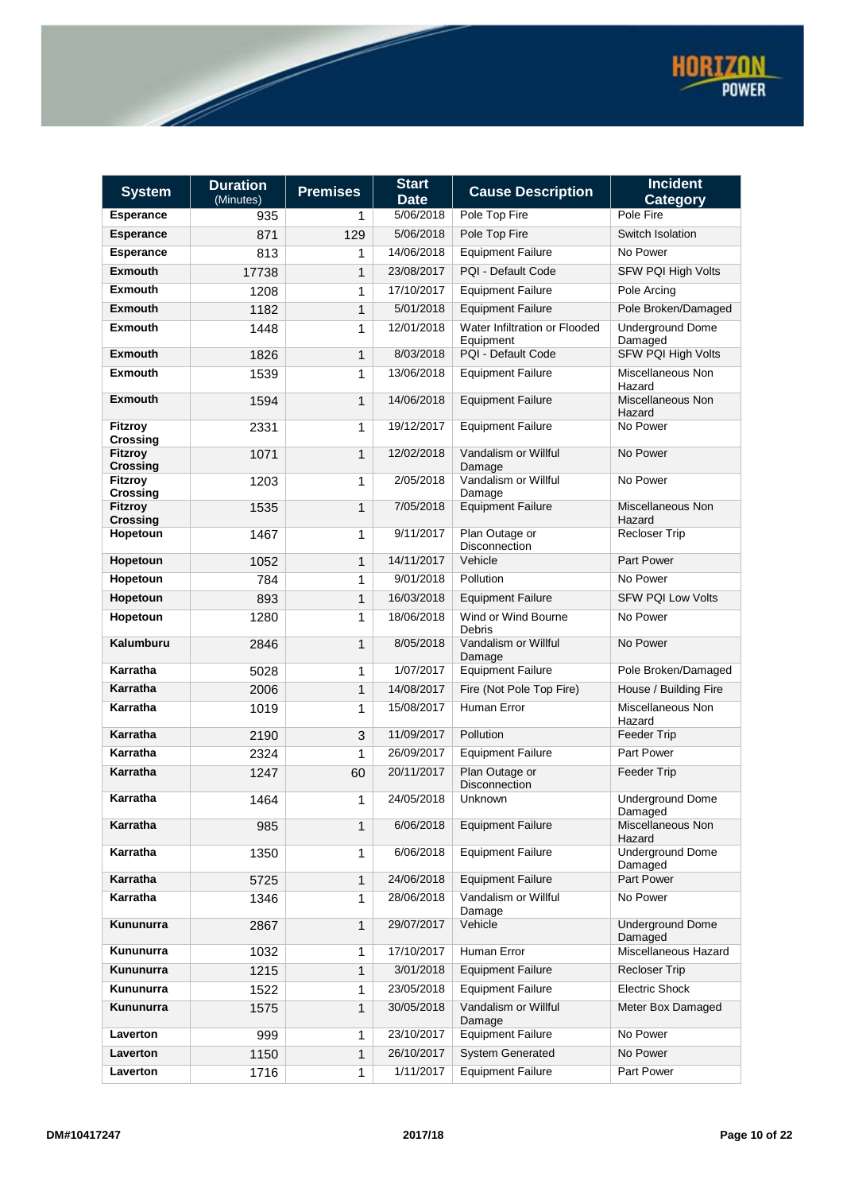| System | Duration (Minutes) | Premises | Start Date | Cause Description | Incident Category |
|---|---|---|---|---|---|
| Esperance | 935 | 1 | 5/06/2018 | Pole Top Fire | Pole Fire |
| Esperance | 871 | 129 | 5/06/2018 | Pole Top Fire | Switch Isolation |
| Esperance | 813 | 1 | 14/06/2018 | Equipment Failure | No Power |
| Exmouth | 17738 | 1 | 23/08/2017 | PQI - Default Code | SFW PQI High Volts |
| Exmouth | 1208 | 1 | 17/10/2017 | Equipment Failure | Pole Arcing |
| Exmouth | 1182 | 1 | 5/01/2018 | Equipment Failure | Pole Broken/Damaged |
| Exmouth | 1448 | 1 | 12/01/2018 | Water Infiltration or Flooded Equipment | Underground Dome Damaged |
| Exmouth | 1826 | 1 | 8/03/2018 | PQI - Default Code | SFW PQI High Volts |
| Exmouth | 1539 | 1 | 13/06/2018 | Equipment Failure | Miscellaneous Non Hazard |
| Exmouth | 1594 | 1 | 14/06/2018 | Equipment Failure | Miscellaneous Non Hazard |
| Fitzroy Crossing | 2331 | 1 | 19/12/2017 | Equipment Failure | No Power |
| Fitzroy Crossing | 1071 | 1 | 12/02/2018 | Vandalism or Willful Damage | No Power |
| Fitzroy Crossing | 1203 | 1 | 2/05/2018 | Vandalism or Willful Damage | No Power |
| Fitzroy Crossing | 1535 | 1 | 7/05/2018 | Equipment Failure | Miscellaneous Non Hazard |
| Hopetoun | 1467 | 1 | 9/11/2017 | Plan Outage or Disconnection | Recloser Trip |
| Hopetoun | 1052 | 1 | 14/11/2017 | Vehicle | Part Power |
| Hopetoun | 784 | 1 | 9/01/2018 | Pollution | No Power |
| Hopetoun | 893 | 1 | 16/03/2018 | Equipment Failure | SFW PQI Low Volts |
| Hopetoun | 1280 | 1 | 18/06/2018 | Wind or Wind Bourne Debris | No Power |
| Kalumburu | 2846 | 1 | 8/05/2018 | Vandalism or Willful Damage | No Power |
| Karratha | 5028 | 1 | 1/07/2017 | Equipment Failure | Pole Broken/Damaged |
| Karratha | 2006 | 1 | 14/08/2017 | Fire (Not Pole Top Fire) | House / Building Fire |
| Karratha | 1019 | 1 | 15/08/2017 | Human Error | Miscellaneous Non Hazard |
| Karratha | 2190 | 3 | 11/09/2017 | Pollution | Feeder Trip |
| Karratha | 2324 | 1 | 26/09/2017 | Equipment Failure | Part Power |
| Karratha | 1247 | 60 | 20/11/2017 | Plan Outage or Disconnection | Feeder Trip |
| Karratha | 1464 | 1 | 24/05/2018 | Unknown | Underground Dome Damaged |
| Karratha | 985 | 1 | 6/06/2018 | Equipment Failure | Miscellaneous Non Hazard |
| Karratha | 1350 | 1 | 6/06/2018 | Equipment Failure | Underground Dome Damaged |
| Karratha | 5725 | 1 | 24/06/2018 | Equipment Failure | Part Power |
| Karratha | 1346 | 1 | 28/06/2018 | Vandalism or Willful Damage | No Power |
| Kununurra | 2867 | 1 | 29/07/2017 | Vehicle | Underground Dome Damaged |
| Kununurra | 1032 | 1 | 17/10/2017 | Human Error | Miscellaneous Hazard |
| Kununurra | 1215 | 1 | 3/01/2018 | Equipment Failure | Recloser Trip |
| Kununurra | 1522 | 1 | 23/05/2018 | Equipment Failure | Electric Shock |
| Kununurra | 1575 | 1 | 30/05/2018 | Vandalism or Willful Damage | Meter Box Damaged |
| Laverton | 999 | 1 | 23/10/2017 | Equipment Failure | No Power |
| Laverton | 1150 | 1 | 26/10/2017 | System Generated | No Power |
| Laverton | 1716 | 1 | 1/11/2017 | Equipment Failure | Part Power |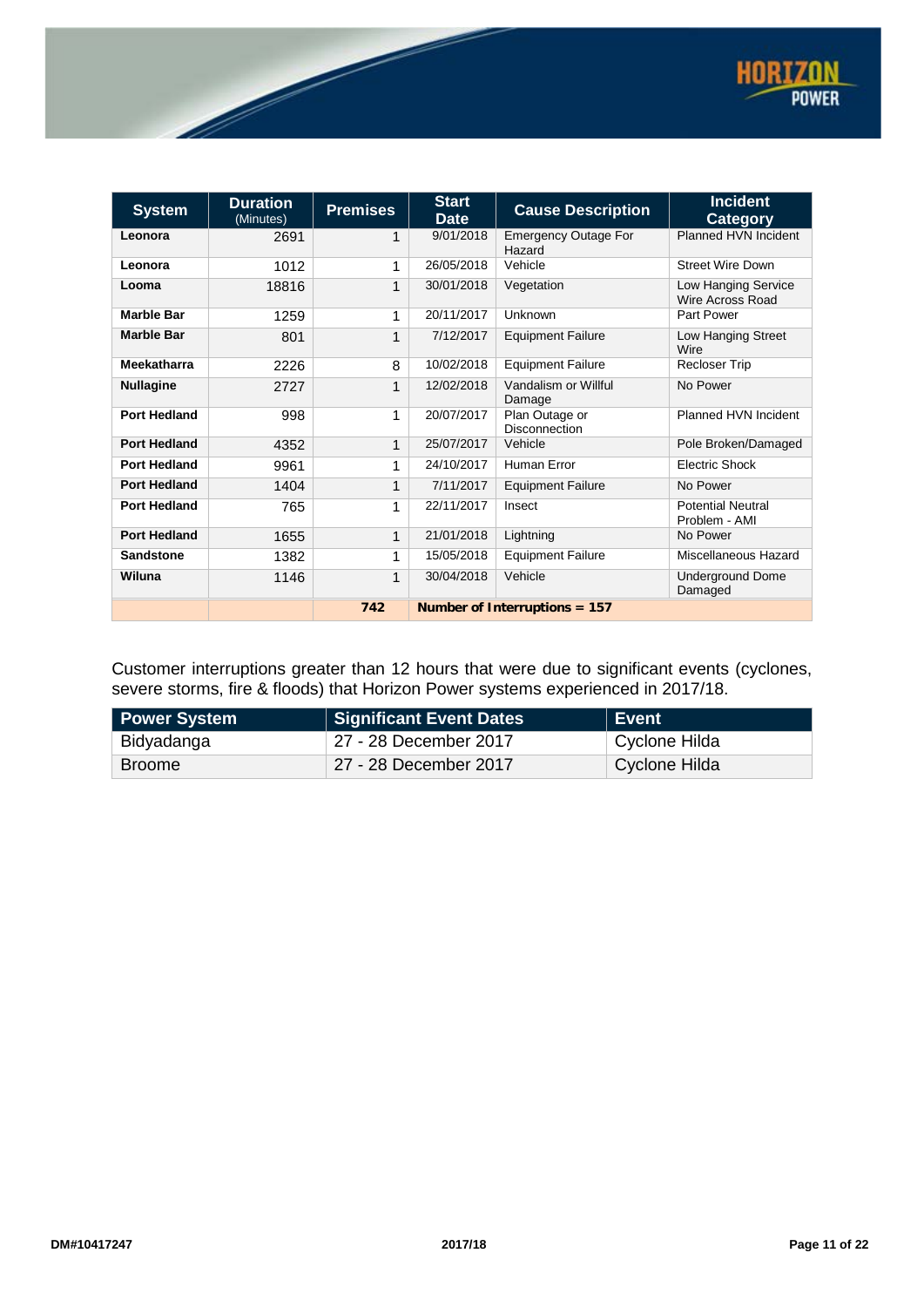| System | Duration (Minutes) | Premises | Start Date | Cause Description | Incident Category |
|---|---|---|---|---|---|
| **Leonora** | 2691 | 1 | 9/01/2018 | Emergency Outage For Hazard | Planned HVN Incident |
| **Leonora** | 1012 | 1 | 26/05/2018 | Vehicle | Street Wire Down |
| **Looma** | 18816 | 1 | 30/01/2018 | Vegetation | Low Hanging Service Wire Across Road |
| **Marble Bar** | 1259 | 1 | 20/11/2017 | Unknown | Part Power |
| **Marble Bar** | 801 | 1 | 7/12/2017 | Equipment Failure | Low Hanging Street Wire |
| **Meekatharra** | 2226 | 8 | 10/02/2018 | Equipment Failure | Recloser Trip |
| **Nullagine** | 2727 | 1 | 12/02/2018 | Vandalism or Willful Damage | No Power |
| **Port Hedland** | 998 | 1 | 20/07/2017 | Plan Outage or Disconnection | Planned HVN Incident |
| **Port Hedland** | 4352 | 1 | 25/07/2017 | Vehicle | Pole Broken/Damaged |
| **Port Hedland** | 9961 | 1 | 24/10/2017 | Human Error | Electric Shock |
| **Port Hedland** | 1404 | 1 | 7/11/2017 | Equipment Failure | No Power |
| **Port Hedland** | 765 | 1 | 22/11/2017 | Insect | Potential Neutral Problem - AMI |
| **Port Hedland** | 1655 | 1 | 21/01/2018 | Lightning | No Power |
| **Sandstone** | 1382 | 1 | 15/05/2018 | Equipment Failure | Miscellaneous Hazard |
| **Wiluna** | 1146 | 1 | 30/04/2018 | Vehicle | Underground Dome Damaged |
| | | **742** | **Number of Interruptions = 157** | | |

Customer interruptions greater than 12 hours that were due to significant events (cyclones, severe storms, fire & floods) that Horizon Power systems experienced in 2017/18.

| Power System | Significant Event Dates | Event |
|---|---|---|
| Bidyadanga | 27 - 28 December 2017 | Cyclone Hilda |
| Broome | 27 - 28 December 2017 | Cyclone Hilda |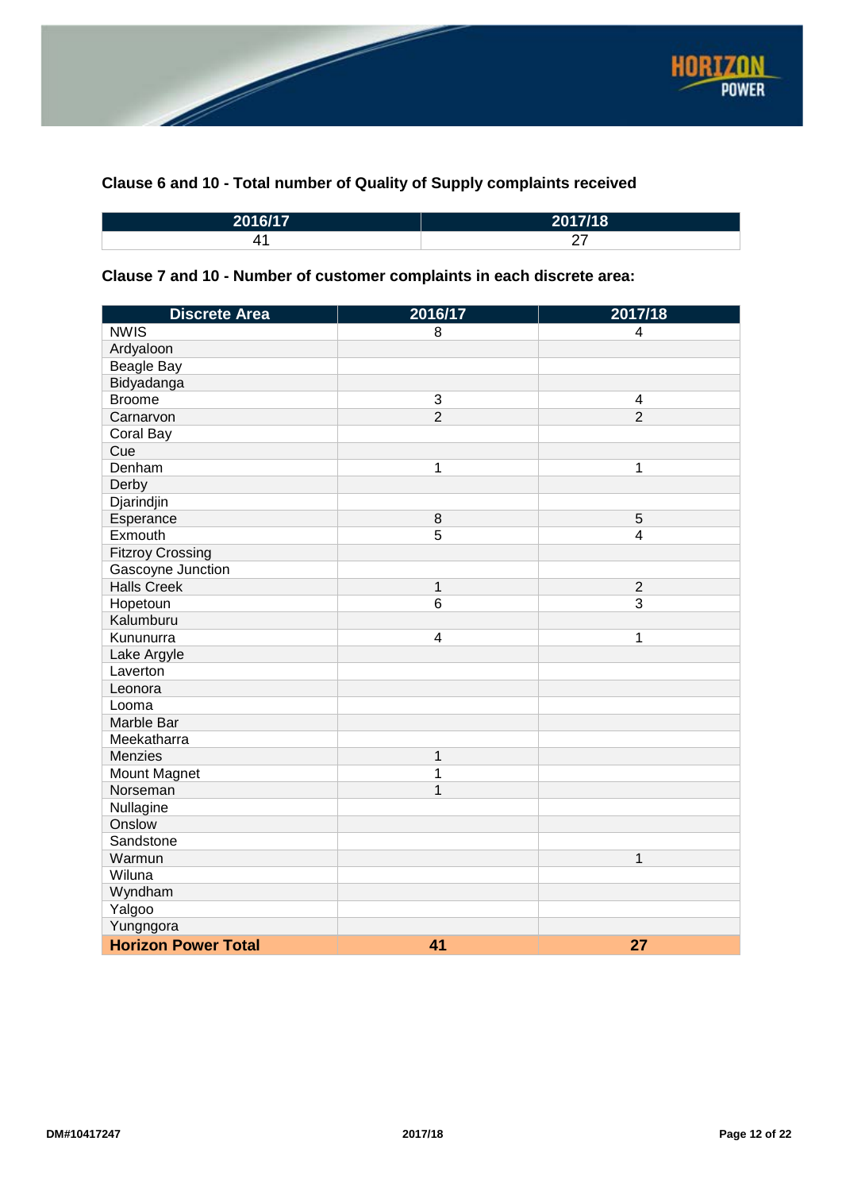### Clause 6 and 10 - Total number of Quality of Supply complaints received

| 2016/17 | 2017/18 |
|---|---|
| 41 | 27 |

### Clause 7 and 10 - Number of customer complaints in each discrete area:

| Discrete Area | 2016/17 | 2017/18 |
|---|---|---|
| NWIS | 8 | 4 |
| Ardyaloon | | |
| Beagle Bay | | |
| Bidyadanga | | |
| Broome | 3 | 4 |
| Carnarvon | 2 | 2 |
| Coral Bay | | |
| Cue | | |
| Denham | 1 | 1 |
| Derby | | |
| Djarindjin | | |
| Esperance | 8 | 5 |
| Exmouth | 5 | 4 |
| Fitzroy Crossing | | |
| Gascoyne Junction | | |
| Halls Creek | 1 | 2 |
| Hopetoun | 6 | 3 |
| Kalumburu | | |
| Kununurra | 4 | 1 |
| Lake Argyle | | |
| Laverton | | |
| Leonora | | |
| Looma | | |
| Marble Bar | | |
| Meekatharra | | |
| Menzies | 1 | |
| Mount Magnet | 1 | |
| Norseman | 1 | |
| Nullagine | | |
| Onslow | | |
| Sandstone | | |
| Warmun | | 1 |
| Wiluna | | |
| Wyndham | | |
| Yalgoo | | |
| Yungngora | | |
| **Horizon Power Total** | **41** | **27** |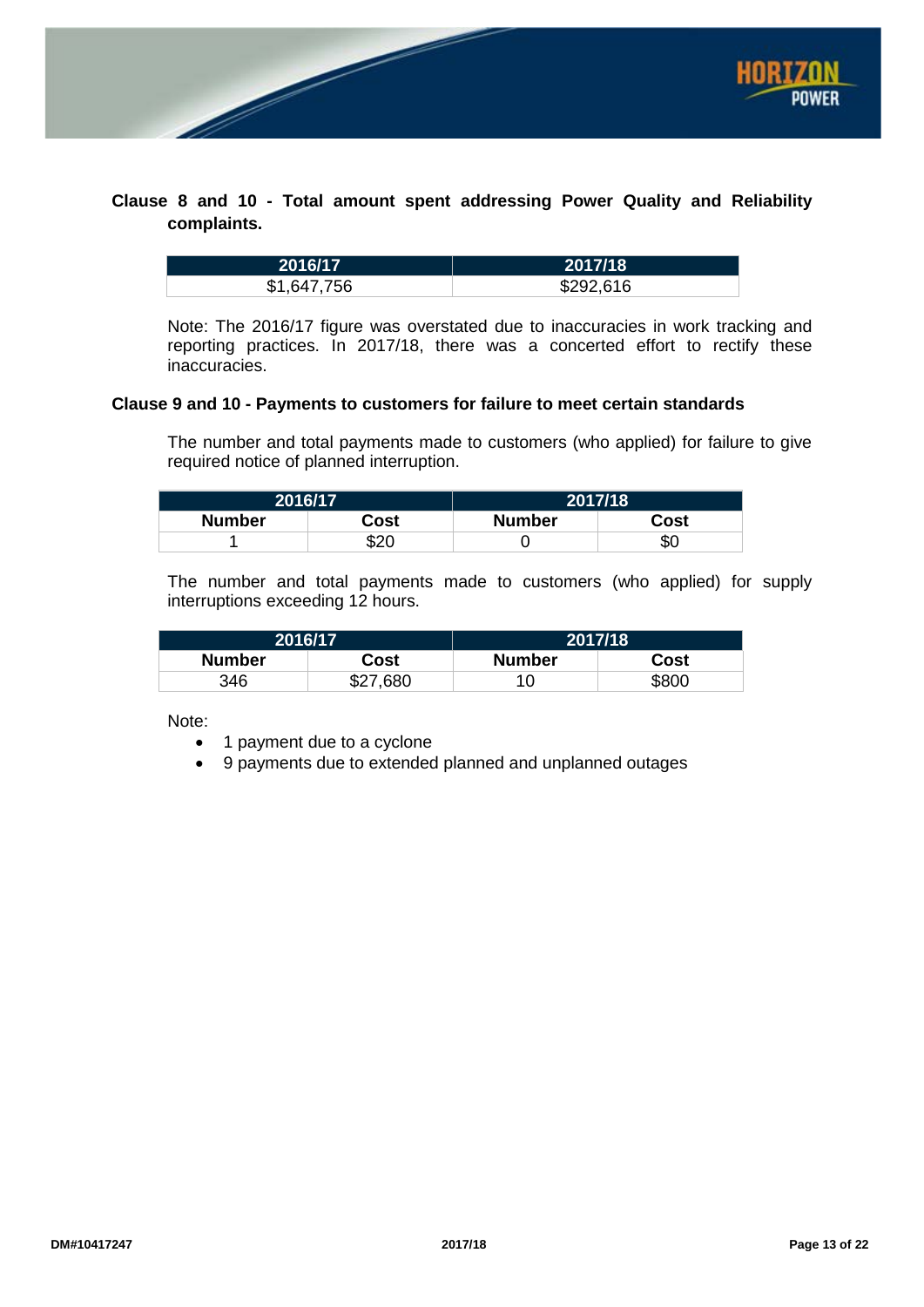**Clause 8 and 10 - Total amount spent addressing Power Quality and Reliability complaints.**

| 2016/17 | 2017/18 |
|---|---|
| $1,647,756 | $292,616 |

Note: The 2016/17 figure was overstated due to inaccuracies in work tracking and reporting practices. In 2017/18, there was a concerted effort to rectify these inaccuracies.

**Clause 9 and 10 - Payments to customers for failure to meet certain standards**

The number and total payments made to customers (who applied) for failure to give required notice of planned interruption.

| 2016/17 | | 2017/18 | |
|---|---|---|---|
| **Number** | **Cost** | **Number** | **Cost** |
| 1 | $20 | 0 | $0 |

The number and total payments made to customers (who applied) for supply interruptions exceeding 12 hours.

| 2016/17 | | 2017/18 | |
|---|---|---|---|
| **Number** | **Cost** | **Number** | **Cost** |
| 346 | $27,680 | 10 | $800 |

Note:

- 1 payment due to a cyclone
- 9 payments due to extended planned and unplanned outages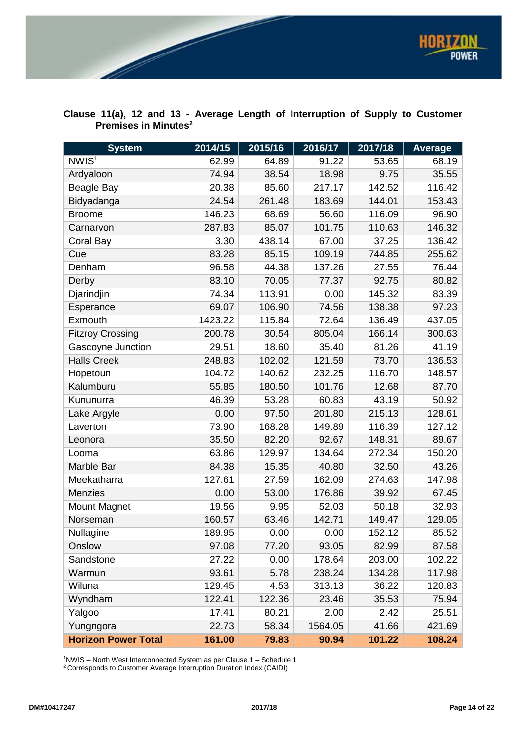## Clause 11(a), 12 and 13 - Average Length of Interruption of Supply to Customer Premises in Minutes[2]

| System | 2014/15 | 2015/16 | 2016/17 | 2017/18 | Average |
|---|---|---|---|---|---|
| NWIS[1] | 62.99 | 64.89 | 91.22 | 53.65 | 68.19 |
| Ardyaloon | 74.94 | 38.54 | 18.98 | 9.75 | 35.55 |
| Beagle Bay | 20.38 | 85.60 | 217.17 | 142.52 | 116.42 |
| Bidyadanga | 24.54 | 261.48 | 183.69 | 144.01 | 153.43 |
| Broome | 146.23 | 68.69 | 56.60 | 116.09 | 96.90 |
| Carnarvon | 287.83 | 85.07 | 101.75 | 110.63 | 146.32 |
| Coral Bay | 3.30 | 438.14 | 67.00 | 37.25 | 136.42 |
| Cue | 83.28 | 85.15 | 109.19 | 744.85 | 255.62 |
| Denham | 96.58 | 44.38 | 137.26 | 27.55 | 76.44 |
| Derby | 83.10 | 70.05 | 77.37 | 92.75 | 80.82 |
| Djarindjin | 74.34 | 113.91 | 0.00 | 145.32 | 83.39 |
| Esperance | 69.07 | 106.90 | 74.56 | 138.38 | 97.23 |
| Exmouth | 1423.22 | 115.84 | 72.64 | 136.49 | 437.05 |
| Fitzroy Crossing | 200.78 | 30.54 | 805.04 | 166.14 | 300.63 |
| Gascoyne Junction | 29.51 | 18.60 | 35.40 | 81.26 | 41.19 |
| Halls Creek | 248.83 | 102.02 | 121.59 | 73.70 | 136.53 |
| Hopetoun | 104.72 | 140.62 | 232.25 | 116.70 | 148.57 |
| Kalumburu | 55.85 | 180.50 | 101.76 | 12.68 | 87.70 |
| Kununurra | 46.39 | 53.28 | 60.83 | 43.19 | 50.92 |
| Lake Argyle | 0.00 | 97.50 | 201.80 | 215.13 | 128.61 |
| Laverton | 73.90 | 168.28 | 149.89 | 116.39 | 127.12 |
| Leonora | 35.50 | 82.20 | 92.67 | 148.31 | 89.67 |
| Looma | 63.86 | 129.97 | 134.64 | 272.34 | 150.20 |
| Marble Bar | 84.38 | 15.35 | 40.80 | 32.50 | 43.26 |
| Meekatharra | 127.61 | 27.59 | 162.09 | 274.63 | 147.98 |
| Menzies | 0.00 | 53.00 | 176.86 | 39.92 | 67.45 |
| Mount Magnet | 19.56 | 9.95 | 52.03 | 50.18 | 32.93 |
| Norseman | 160.57 | 63.46 | 142.71 | 149.47 | 129.05 |
| Nullagine | 189.95 | 0.00 | 0.00 | 152.12 | 85.52 |
| Onslow | 97.08 | 77.20 | 93.05 | 82.99 | 87.58 |
| Sandstone | 27.22 | 0.00 | 178.64 | 203.00 | 102.22 |
| Warmun | 93.61 | 5.78 | 238.24 | 134.28 | 117.98 |
| Wiluna | 129.45 | 4.53 | 313.13 | 36.22 | 120.83 |
| Wyndham | 122.41 | 122.36 | 23.46 | 35.53 | 75.94 |
| Yalgoo | 17.41 | 80.21 | 2.00 | 2.42 | 25.51 |
| Yungngora | 22.73 | 58.34 | 1564.05 | 41.66 | 421.69 |
| **Horizon Power Total** | **161.00** | **79.83** | **90.94** | **101.22** | **108.24** |

[1]NWIS – North West Interconnected System as per Clause 1 – Schedule 1

[2] Corresponds to Customer Average Interruption Duration Index (CAIDI)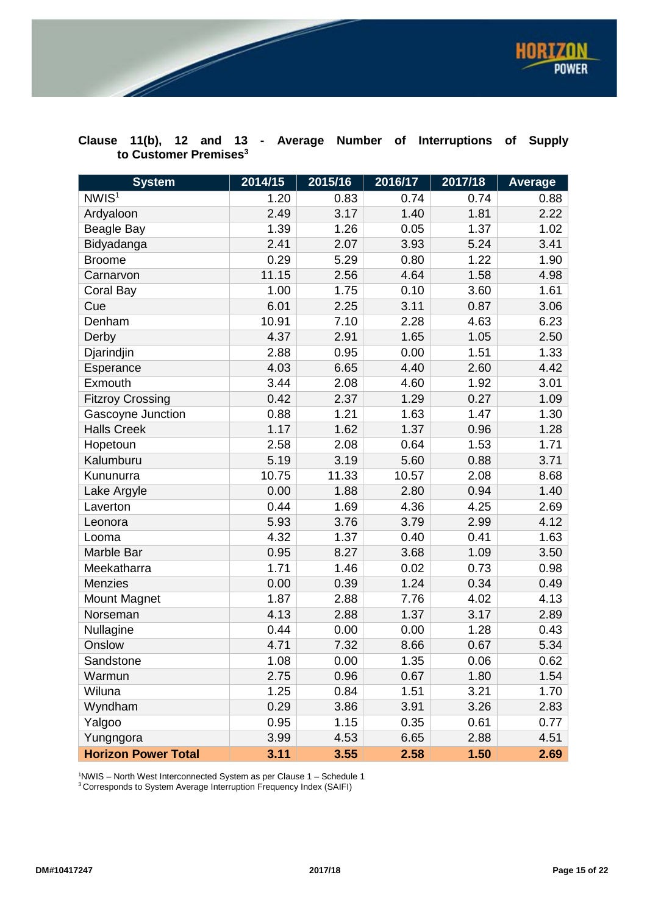### Clause 11(b), 12 and 13 - Average Number of Interruptions of Supply to Customer Premises[3]

| System | 2014/15 | 2015/16 | 2016/17 | 2017/18 | Average |
|---|---|---|---|---|---|
| NWIS[1] | 1.20 | 0.83 | 0.74 | 0.74 | 0.88 |
| Ardyaloon | 2.49 | 3.17 | 1.40 | 1.81 | 2.22 |
| Beagle Bay | 1.39 | 1.26 | 0.05 | 1.37 | 1.02 |
| Bidyadanga | 2.41 | 2.07 | 3.93 | 5.24 | 3.41 |
| Broome | 0.29 | 5.29 | 0.80 | 1.22 | 1.90 |
| Carnarvon | 11.15 | 2.56 | 4.64 | 1.58 | 4.98 |
| Coral Bay | 1.00 | 1.75 | 0.10 | 3.60 | 1.61 |
| Cue | 6.01 | 2.25 | 3.11 | 0.87 | 3.06 |
| Denham | 10.91 | 7.10 | 2.28 | 4.63 | 6.23 |
| Derby | 4.37 | 2.91 | 1.65 | 1.05 | 2.50 |
| Djarindjin | 2.88 | 0.95 | 0.00 | 1.51 | 1.33 |
| Esperance | 4.03 | 6.65 | 4.40 | 2.60 | 4.42 |
| Exmouth | 3.44 | 2.08 | 4.60 | 1.92 | 3.01 |
| Fitzroy Crossing | 0.42 | 2.37 | 1.29 | 0.27 | 1.09 |
| Gascoyne Junction | 0.88 | 1.21 | 1.63 | 1.47 | 1.30 |
| Halls Creek | 1.17 | 1.62 | 1.37 | 0.96 | 1.28 |
| Hopetoun | 2.58 | 2.08 | 0.64 | 1.53 | 1.71 |
| Kalumburu | 5.19 | 3.19 | 5.60 | 0.88 | 3.71 |
| Kununurra | 10.75 | 11.33 | 10.57 | 2.08 | 8.68 |
| Lake Argyle | 0.00 | 1.88 | 2.80 | 0.94 | 1.40 |
| Laverton | 0.44 | 1.69 | 4.36 | 4.25 | 2.69 |
| Leonora | 5.93 | 3.76 | 3.79 | 2.99 | 4.12 |
| Looma | 4.32 | 1.37 | 0.40 | 0.41 | 1.63 |
| Marble Bar | 0.95 | 8.27 | 3.68 | 1.09 | 3.50 |
| Meekatharra | 1.71 | 1.46 | 0.02 | 0.73 | 0.98 |
| Menzies | 0.00 | 0.39 | 1.24 | 0.34 | 0.49 |
| Mount Magnet | 1.87 | 2.88 | 7.76 | 4.02 | 4.13 |
| Norseman | 4.13 | 2.88 | 1.37 | 3.17 | 2.89 |
| Nullagine | 0.44 | 0.00 | 0.00 | 1.28 | 0.43 |
| Onslow | 4.71 | 7.32 | 8.66 | 0.67 | 5.34 |
| Sandstone | 1.08 | 0.00 | 1.35 | 0.06 | 0.62 |
| Warmun | 2.75 | 0.96 | 0.67 | 1.80 | 1.54 |
| Wiluna | 1.25 | 0.84 | 1.51 | 3.21 | 1.70 |
| Wyndham | 0.29 | 3.86 | 3.91 | 3.26 | 2.83 |
| Yalgoo | 0.95 | 1.15 | 0.35 | 0.61 | 0.77 |
| Yungngora | 3.99 | 4.53 | 6.65 | 2.88 | 4.51 |
| **Horizon Power Total** | **3.11** | **3.55** | **2.58** | **1.50** | **2.69** |

[1]NWIS – North West Interconnected System as per Clause 1 – Schedule 1
[3] Corresponds to System Average Interruption Frequency Index (SAIFI)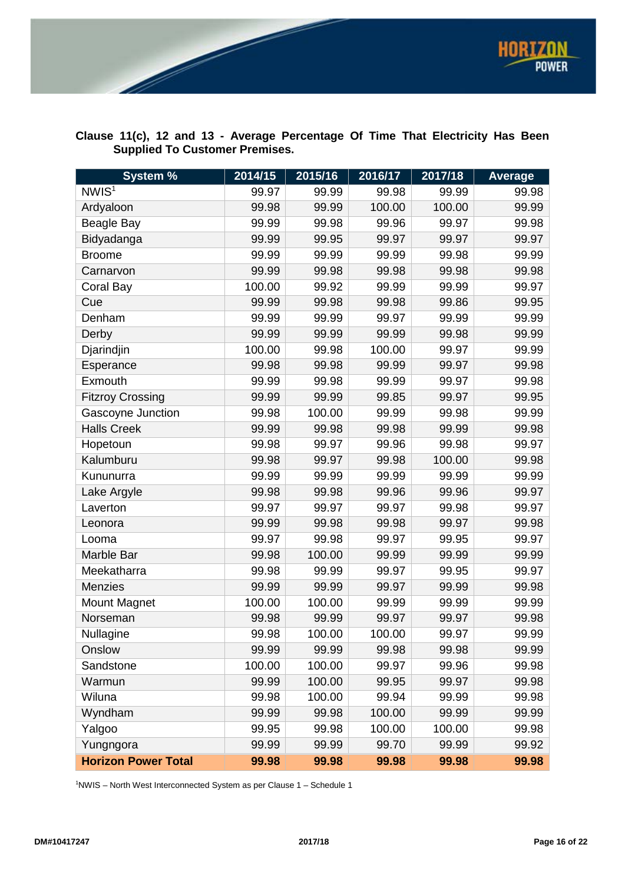**Clause 11(c), 12 and 13 - Average Percentage Of Time That Electricity Has Been Supplied To Customer Premises.**

| System % | 2014/15 | 2015/16 | 2016/17 | 2017/18 | Average |
|---|---|---|---|---|---|
| NWIS[1] | 99.97 | 99.99 | 99.98 | 99.99 | 99.98 |
| Ardyaloon | 99.98 | 99.99 | 100.00 | 100.00 | 99.99 |
| Beagle Bay | 99.99 | 99.98 | 99.96 | 99.97 | 99.98 |
| Bidyadanga | 99.99 | 99.95 | 99.97 | 99.97 | 99.97 |
| Broome | 99.99 | 99.99 | 99.99 | 99.98 | 99.99 |
| Carnarvon | 99.99 | 99.98 | 99.98 | 99.98 | 99.98 |
| Coral Bay | 100.00 | 99.92 | 99.99 | 99.99 | 99.97 |
| Cue | 99.99 | 99.98 | 99.98 | 99.86 | 99.95 |
| Denham | 99.99 | 99.99 | 99.97 | 99.99 | 99.99 |
| Derby | 99.99 | 99.99 | 99.99 | 99.98 | 99.99 |
| Djarindjin | 100.00 | 99.98 | 100.00 | 99.97 | 99.99 |
| Esperance | 99.98 | 99.98 | 99.99 | 99.97 | 99.98 |
| Exmouth | 99.99 | 99.98 | 99.99 | 99.97 | 99.98 |
| Fitzroy Crossing | 99.99 | 99.99 | 99.85 | 99.97 | 99.95 |
| Gascoyne Junction | 99.98 | 100.00 | 99.99 | 99.98 | 99.99 |
| Halls Creek | 99.99 | 99.98 | 99.98 | 99.99 | 99.98 |
| Hopetoun | 99.98 | 99.97 | 99.96 | 99.98 | 99.97 |
| Kalumburu | 99.98 | 99.97 | 99.98 | 100.00 | 99.98 |
| Kununurra | 99.99 | 99.99 | 99.99 | 99.99 | 99.99 |
| Lake Argyle | 99.98 | 99.98 | 99.96 | 99.96 | 99.97 |
| Laverton | 99.97 | 99.97 | 99.97 | 99.98 | 99.97 |
| Leonora | 99.99 | 99.98 | 99.98 | 99.97 | 99.98 |
| Looma | 99.97 | 99.98 | 99.97 | 99.95 | 99.97 |
| Marble Bar | 99.98 | 100.00 | 99.99 | 99.99 | 99.99 |
| Meekatharra | 99.98 | 99.99 | 99.97 | 99.95 | 99.97 |
| Menzies | 99.99 | 99.99 | 99.97 | 99.99 | 99.98 |
| Mount Magnet | 100.00 | 100.00 | 99.99 | 99.99 | 99.99 |
| Norseman | 99.98 | 99.99 | 99.97 | 99.97 | 99.98 |
| Nullagine | 99.98 | 100.00 | 100.00 | 99.97 | 99.99 |
| Onslow | 99.99 | 99.99 | 99.98 | 99.98 | 99.99 |
| Sandstone | 100.00 | 100.00 | 99.97 | 99.96 | 99.98 |
| Warmun | 99.99 | 100.00 | 99.95 | 99.97 | 99.98 |
| Wiluna | 99.98 | 100.00 | 99.94 | 99.99 | 99.98 |
| Wyndham | 99.99 | 99.98 | 100.00 | 99.99 | 99.99 |
| Yalgoo | 99.95 | 99.98 | 100.00 | 100.00 | 99.98 |
| Yungngora | 99.99 | 99.99 | 99.70 | 99.99 | 99.92 |
| **Horizon Power Total** | **99.98** | **99.98** | **99.98** | **99.98** | **99.98** |

[1]NWIS – North West Interconnected System as per Clause 1 – Schedule 1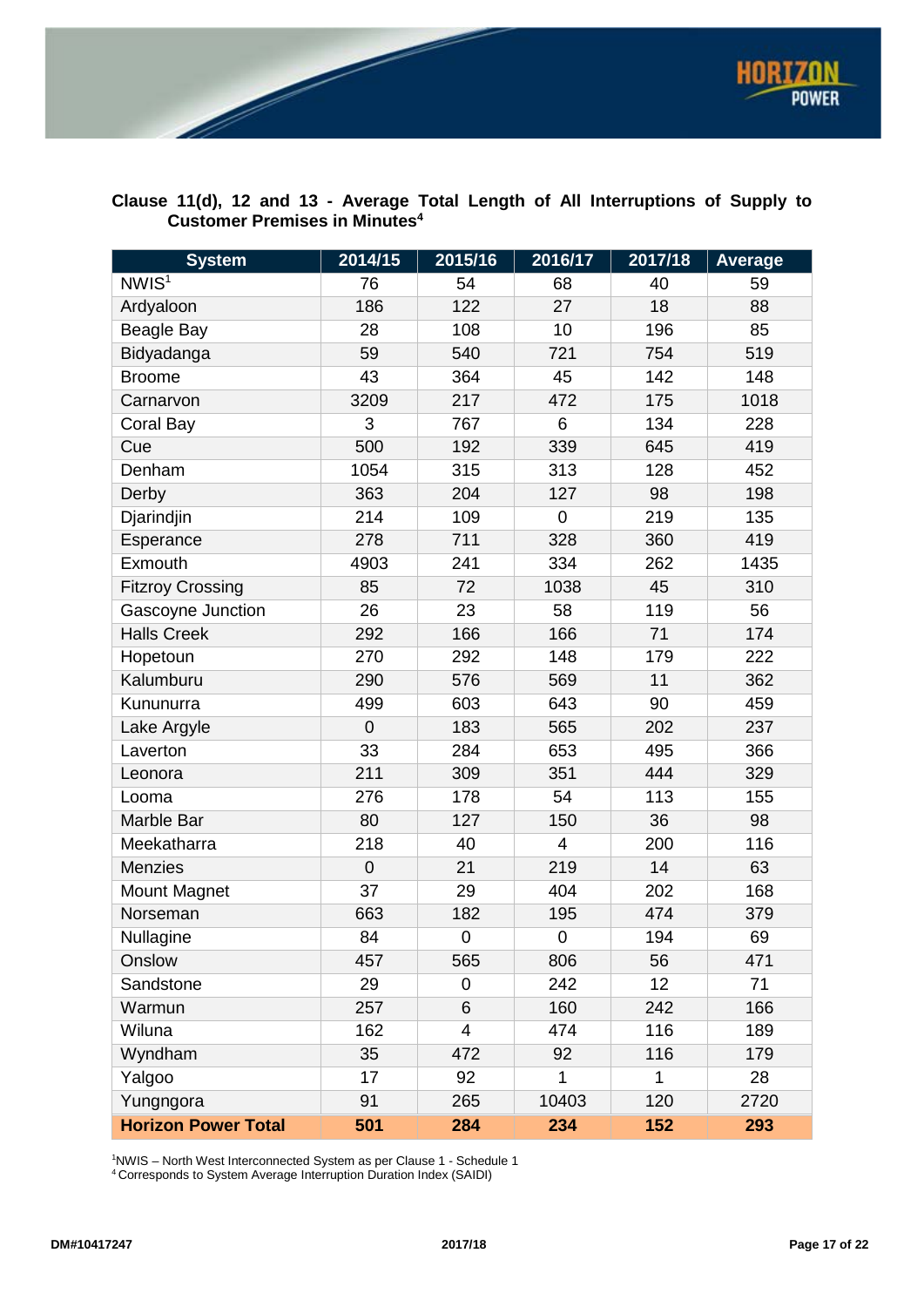**Clause 11(d), 12 and 13 - Average Total Length of All Interruptions of Supply to Customer Premises in Minutes[4]**

| System | 2014/15 | 2015/16 | 2016/17 | 2017/18 | Average |
|---|---|---|---|---|---|
| NWIS[1] | 76 | 54 | 68 | 40 | 59 |
| Ardyaloon | 186 | 122 | 27 | 18 | 88 |
| Beagle Bay | 28 | 108 | 10 | 196 | 85 |
| Bidyadanga | 59 | 540 | 721 | 754 | 519 |
| Broome | 43 | 364 | 45 | 142 | 148 |
| Carnarvon | 3209 | 217 | 472 | 175 | 1018 |
| Coral Bay | 3 | 767 | 6 | 134 | 228 |
| Cue | 500 | 192 | 339 | 645 | 419 |
| Denham | 1054 | 315 | 313 | 128 | 452 |
| Derby | 363 | 204 | 127 | 98 | 198 |
| Djarindjin | 214 | 109 | 0 | 219 | 135 |
| Esperance | 278 | 711 | 328 | 360 | 419 |
| Exmouth | 4903 | 241 | 334 | 262 | 1435 |
| Fitzroy Crossing | 85 | 72 | 1038 | 45 | 310 |
| Gascoyne Junction | 26 | 23 | 58 | 119 | 56 |
| Halls Creek | 292 | 166 | 166 | 71 | 174 |
| Hopetoun | 270 | 292 | 148 | 179 | 222 |
| Kalumburu | 290 | 576 | 569 | 11 | 362 |
| Kununurra | 499 | 603 | 643 | 90 | 459 |
| Lake Argyle | 0 | 183 | 565 | 202 | 237 |
| Laverton | 33 | 284 | 653 | 495 | 366 |
| Leonora | 211 | 309 | 351 | 444 | 329 |
| Looma | 276 | 178 | 54 | 113 | 155 |
| Marble Bar | 80 | 127 | 150 | 36 | 98 |
| Meekatharra | 218 | 40 | 4 | 200 | 116 |
| Menzies | 0 | 21 | 219 | 14 | 63 |
| Mount Magnet | 37 | 29 | 404 | 202 | 168 |
| Norseman | 663 | 182 | 195 | 474 | 379 |
| Nullagine | 84 | 0 | 0 | 194 | 69 |
| Onslow | 457 | 565 | 806 | 56 | 471 |
| Sandstone | 29 | 0 | 242 | 12 | 71 |
| Warmun | 257 | 6 | 160 | 242 | 166 |
| Wiluna | 162 | 4 | 474 | 116 | 189 |
| Wyndham | 35 | 472 | 92 | 116 | 179 |
| Yalgoo | 17 | 92 | 1 | 1 | 28 |
| Yungngora | 91 | 265 | 10403 | 120 | 2720 |
| **Horizon Power Total** | **501** | **284** | **234** | **152** | **293** |

[1]NWIS – North West Interconnected System as per Clause 1 - Schedule 1
[4] Corresponds to System Average Interruption Duration Index (SAIDI)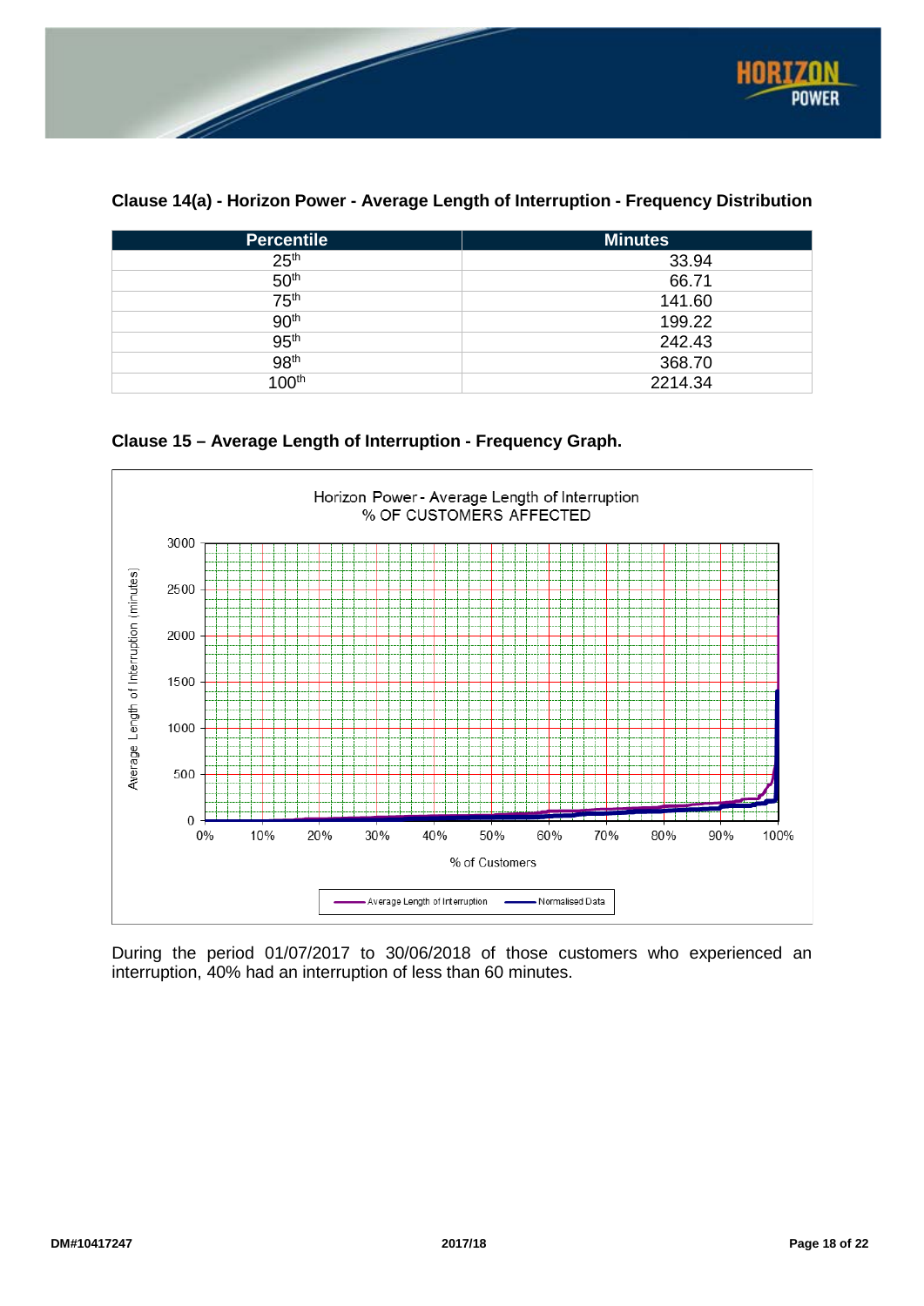**Clause 14(a) - Horizon Power - Average Length of Interruption - Frequency Distribution**

| Percentile | Minutes |
|---|---|
| 25th | 33.94 |
| 50th | 66.71 |
| 75th | 141.60 |
| 90th | 199.22 |
| 95th | 242.43 |
| 98th | 368.70 |
| 100th | 2214.34 |

**Clause 15 – Average Length of Interruption - Frequency Graph.**

During the period 01/07/2017 to 30/06/2018 of those customers who experienced an interruption, 40% had an interruption of less than 60 minutes.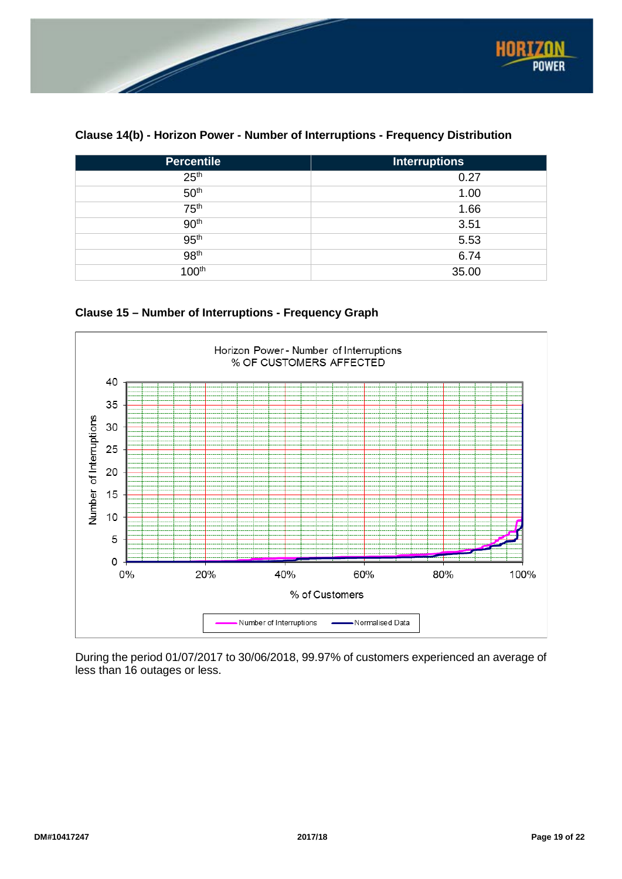### Clause 14(b) - Horizon Power - Number of Interruptions - Frequency Distribution

| Percentile | Interruptions |
|---|---|
| 25th | 0.27 |
| 50th | 1.00 |
| 75th | 1.66 |
| 90th | 3.51 |
| 95th | 5.53 |
| 98th | 6.74 |
| 100th | 35.00 |

### Clause 15 – Number of Interruptions - Frequency Graph

During the period 01/07/2017 to 30/06/2018, 99.97% of customers experienced an average of less than 16 outages or less.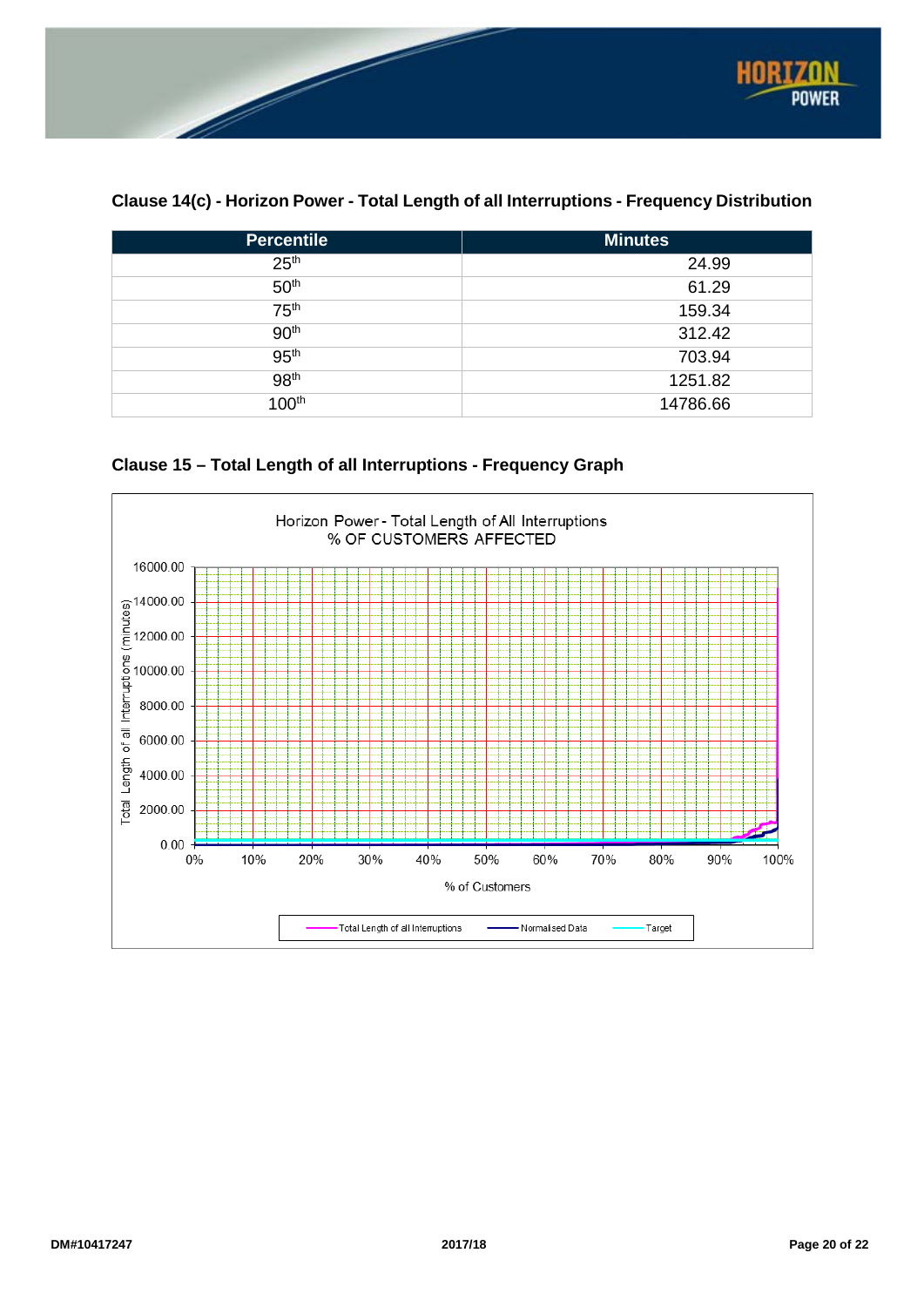## Clause 14(c) - Horizon Power - Total Length of all Interruptions - Frequency Distribution

| Percentile | Minutes |
|---|---|
| 25th | 24.99 |
| 50th | 61.29 |
| 75th | 159.34 |
| 90th | 312.42 |
| 95th | 703.94 |
| 98th | 1251.82 |
| 100th | 14786.66 |

## Clause 15 – Total Length of all Interruptions - Frequency Graph

Horizon Power - Total Length of All Interruptions
% OF CUSTOMERS AFFECTED

Total Length of all Interruptions (minutes): 0.00, 2000.00, 4000.00, 6000.00, 8000.00, 10000.00, 12000.00, 14000.00, 16000.00

% of Customers: 0%, 10%, 20%, 30%, 40%, 50%, 60%, 70%, 80%, 90%, 100%

Legend: Total Length of all Interruptions, Normalised Data, Target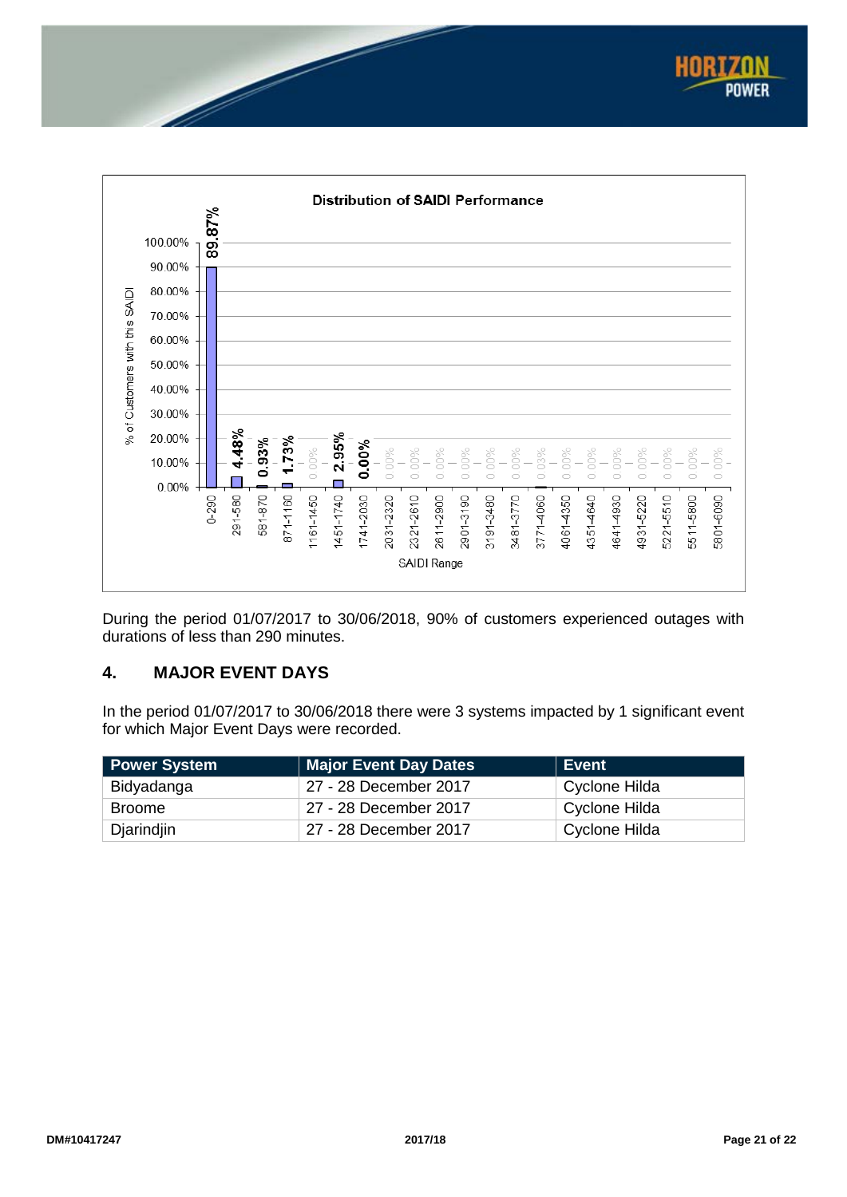**Distribution of SAIDI Performance**

| SAIDI Range | % of Customers with this SAIDI |
|---|---|
| 0-290 | 89.87% |
| 291-580 | 4.48% |
| 581-870 | 0.93% |
| 871-1160 | 1.73% |
| 1161-1450 | 0.00% |
| 1451-1740 | 2.95% |
| 1741-2030 | 0.00% |
| 2031-2320 | 0.00% |
| 2321-2610 | 0.00% |
| 2611-2900 | 0.00% |
| 2901-3190 | 0.00% |
| 3191-3480 | 0.00% |
| 3481-3770 | 0.00% |
| 3771-4060 | 0.03% |
| 4061-4350 | 0.00% |
| 4351-4640 | 0.00% |
| 4641-4930 | 0.00% |
| 4931-5220 | 0.00% |
| 5221-5510 | 0.00% |
| 5511-5800 | 0.00% |
| 5801-6090 | 0.00% |

During the period 01/07/2017 to 30/06/2018, 90% of customers experienced outages with durations of less than 290 minutes.

## 4. MAJOR EVENT DAYS

In the period 01/07/2017 to 30/06/2018 there were 3 systems impacted by 1 significant event for which Major Event Days were recorded.

| Power System | Major Event Day Dates | Event |
|---|---|---|
| Bidyadanga | 27 - 28 December 2017 | Cyclone Hilda |
| Broome | 27 - 28 December 2017 | Cyclone Hilda |
| Djarindjin | 27 - 28 December 2017 | Cyclone Hilda |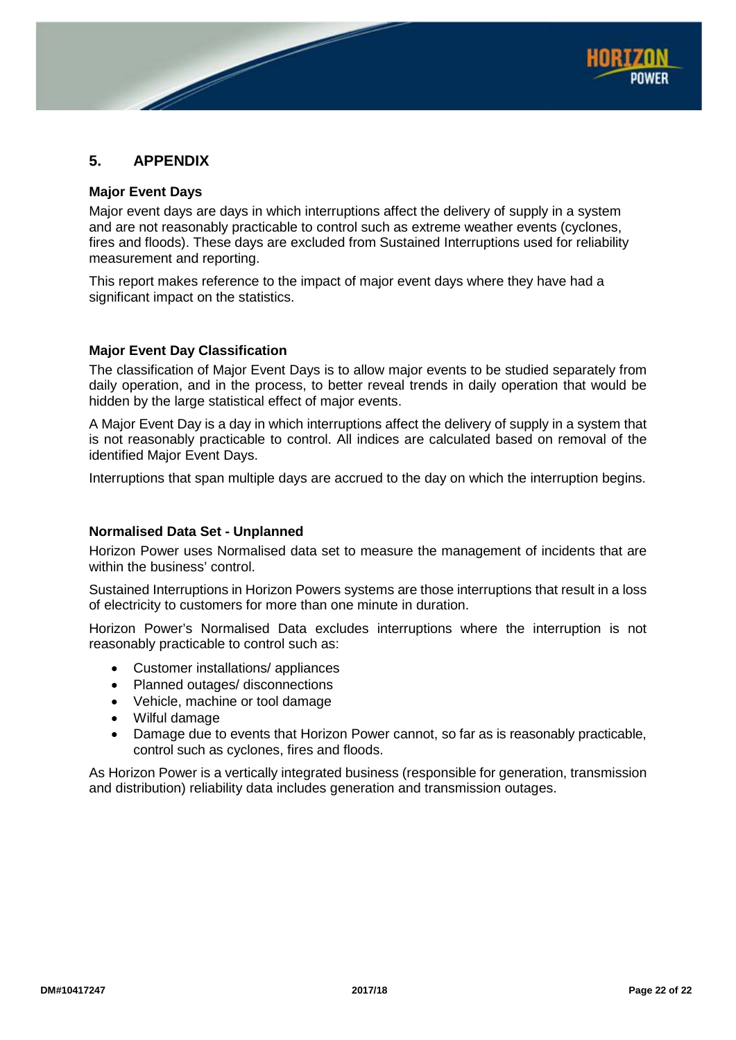## 5. APPENDIX

### Major Event Days

Major event days are days in which interruptions affect the delivery of supply in a system and are not reasonably practicable to control such as extreme weather events (cyclones, fires and floods). These days are excluded from Sustained Interruptions used for reliability measurement and reporting.

This report makes reference to the impact of major event days where they have had a significant impact on the statistics.

### Major Event Day Classification

The classification of Major Event Days is to allow major events to be studied separately from daily operation, and in the process, to better reveal trends in daily operation that would be hidden by the large statistical effect of major events.

A Major Event Day is a day in which interruptions affect the delivery of supply in a system that is not reasonably practicable to control. All indices are calculated based on removal of the identified Major Event Days.

Interruptions that span multiple days are accrued to the day on which the interruption begins.

### Normalised Data Set - Unplanned

Horizon Power uses Normalised data set to measure the management of incidents that are within the business' control.

Sustained Interruptions in Horizon Powers systems are those interruptions that result in a loss of electricity to customers for more than one minute in duration.

Horizon Power's Normalised Data excludes interruptions where the interruption is not reasonably practicable to control such as:

- Customer installations/ appliances
- Planned outages/ disconnections
- Vehicle, machine or tool damage
- Wilful damage
- Damage due to events that Horizon Power cannot, so far as is reasonably practicable, control such as cyclones, fires and floods.

As Horizon Power is a vertically integrated business (responsible for generation, transmission and distribution) reliability data includes generation and transmission outages.